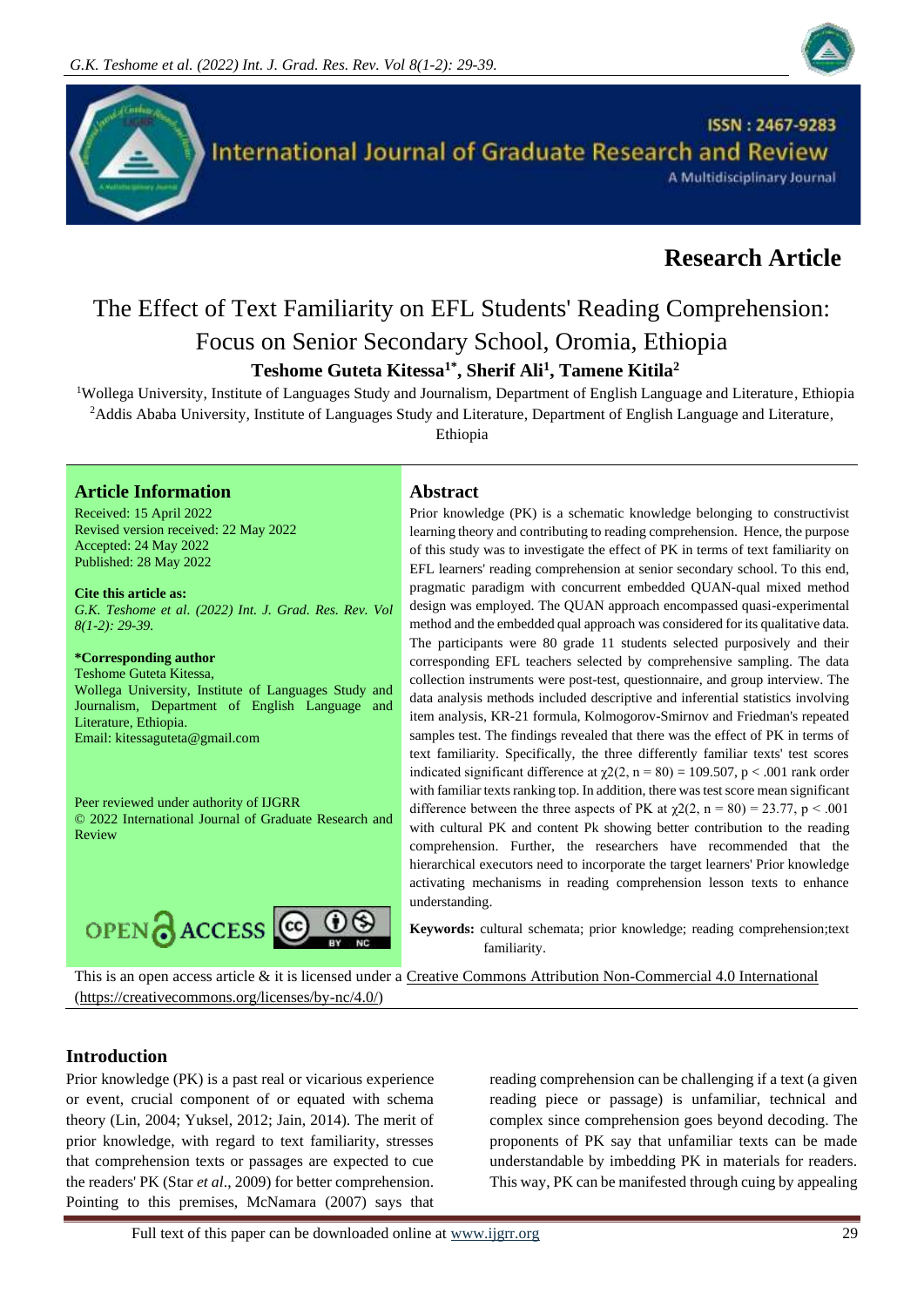# Research Article

# The Effect of Text Familiarity on EFL Students' Reading Comprehension: Focus on Senior Secondary School, Oromia, Ethiopia

**Teshome Guteta Kitessa[1*], Sherif Ali[1], Tamene Kitila[2]**

[1]Wollega University, Institute of Languages Study and Journalism, Department of English Language and Literature, Ethiopia
[2]Addis Ababa University, Institute of Languages Study and Literature, Department of English Language and Literature, Ethiopia

## Article Information

Received: 15 April 2022
Revised version received: 22 May 2022
Accepted: 24 May 2022
Published: 28 May 2022

**Cite this article as:**
*G.K. Teshome et al. (2022) Int. J. Grad. Res. Rev. Vol 8(1-2): 29-39.*

**\*Corresponding author**
Teshome Guteta Kitessa,
Wollega University, Institute of Languages Study and Journalism, Department of English Language and Literature, Ethiopia.
Email: kitessaguteta@gmail.com

Peer reviewed under authority of IJGRR
© 2022 International Journal of Graduate Research and Review

## Abstract

Prior knowledge (PK) is a schematic knowledge belonging to constructivist learning theory and contributing to reading comprehension. Hence, the purpose of this study was to investigate the effect of PK in terms of text familiarity on EFL learners' reading comprehension at senior secondary school. To this end, pragmatic paradigm with concurrent embedded QUAN-qual mixed method design was employed. The QUAN approach encompassed quasi-experimental method and the embedded qual approach was considered for its qualitative data. The participants were 80 grade 11 students selected purposively and their corresponding EFL teachers selected by comprehensive sampling. The data collection instruments were post-test, questionnaire, and group interview. The data analysis methods included descriptive and inferential statistics involving item analysis, KR-21 formula, Kolmogorov-Smirnov and Friedman's repeated samples test. The findings revealed that there was the effect of PK in terms of text familiarity. Specifically, the three differently familiar texts' test scores indicated significant difference at $\chi2(2, n = 80) = 109.507, p < .001$ rank order with familiar texts ranking top. In addition, there was test score mean significant difference between the three aspects of PK at $\chi2(2, n = 80) = 23.77, p < .001$ with cultural PK and content Pk showing better contribution to the reading comprehension. Further, the researchers have recommended that the hierarchical executors need to incorporate the target learners' Prior knowledge activating mechanisms in reading comprehension lesson texts to enhance understanding.

**Keywords:** cultural schemata; prior knowledge; reading comprehension;text familiarity.

This is an open access article & it is licensed under a Creative Commons Attribution Non-Commercial 4.0 International (https://creativecommons.org/licenses/by-nc/4.0/)

## Introduction

Prior knowledge (PK) is a past real or vicarious experience or event, crucial component of or equated with schema theory (Lin, 2004; Yuksel, 2012; Jain, 2014). The merit of prior knowledge, with regard to text familiarity, stresses that comprehension texts or passages are expected to cue the readers' PK (Star *et al*., 2009) for better comprehension. Pointing to this premises, McNamara (2007) says that reading comprehension can be challenging if a text (a given reading piece or passage) is unfamiliar, technical and complex since comprehension goes beyond decoding. The proponents of PK say that unfamiliar texts can be made understandable by imbedding PK in materials for readers. This way, PK can be manifested through cuing by appealing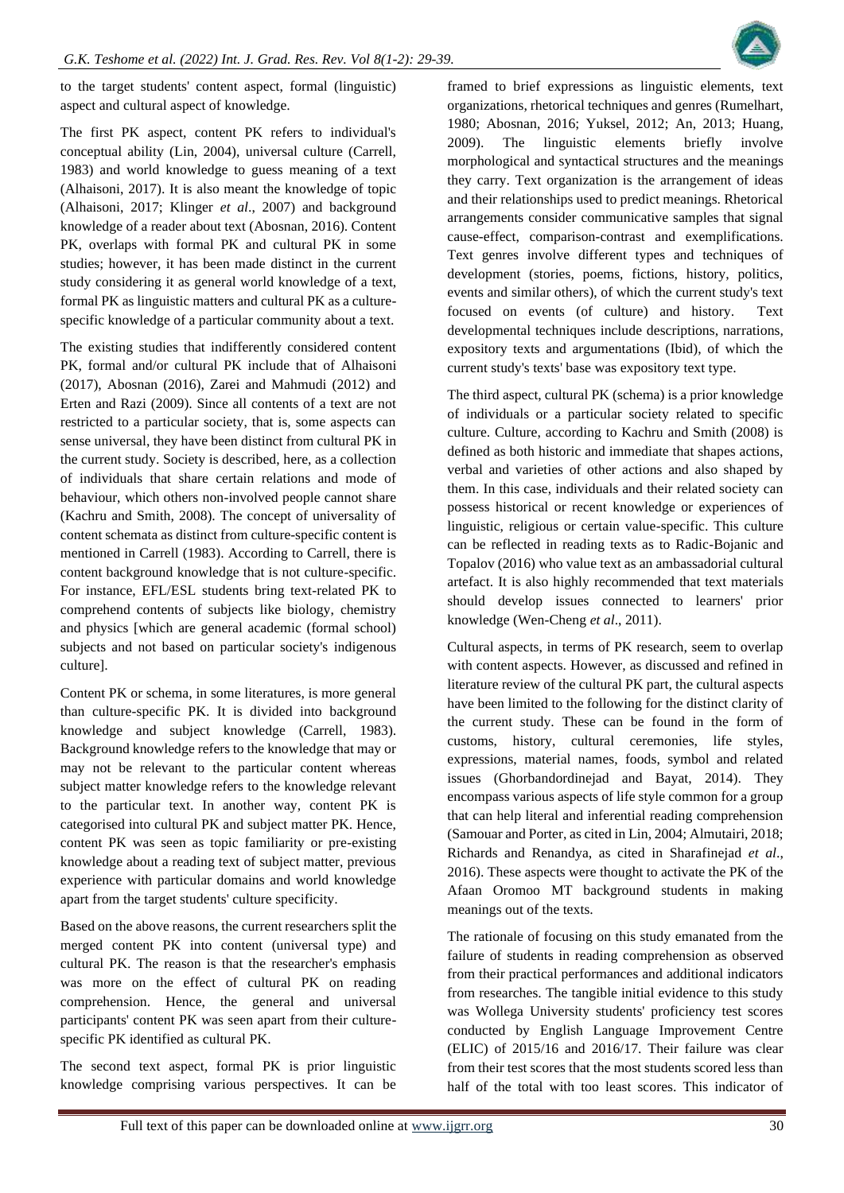to the target students' content aspect, formal (linguistic) aspect and cultural aspect of knowledge.

The first PK aspect, content PK refers to individual's conceptual ability (Lin, 2004), universal culture (Carrell, 1983) and world knowledge to guess meaning of a text (Alhaisoni, 2017). It is also meant the knowledge of topic (Alhaisoni, 2017; Klinger *et al*., 2007) and background knowledge of a reader about text (Abosnan, 2016). Content PK, overlaps with formal PK and cultural PK in some studies; however, it has been made distinct in the current study considering it as general world knowledge of a text, formal PK as linguistic matters and cultural PK as a culture-specific knowledge of a particular community about a text.

The existing studies that indifferently considered content PK, formal and/or cultural PK include that of Alhaisoni (2017), Abosnan (2016), Zarei and Mahmudi (2012) and Erten and Razi (2009). Since all contents of a text are not restricted to a particular society, that is, some aspects can sense universal, they have been distinct from cultural PK in the current study. Society is described, here, as a collection of individuals that share certain relations and mode of behaviour, which others non-involved people cannot share (Kachru and Smith, 2008). The concept of universality of content schemata as distinct from culture-specific content is mentioned in Carrell (1983). According to Carrell, there is content background knowledge that is not culture-specific. For instance, EFL/ESL students bring text-related PK to comprehend contents of subjects like biology, chemistry and physics [which are general academic (formal school) subjects and not based on particular society's indigenous culture].

Content PK or schema, in some literatures, is more general than culture-specific PK. It is divided into background knowledge and subject knowledge (Carrell, 1983). Background knowledge refers to the knowledge that may or may not be relevant to the particular content whereas subject matter knowledge refers to the knowledge relevant to the particular text. In another way, content PK is categorised into cultural PK and subject matter PK. Hence, content PK was seen as topic familiarity or pre-existing knowledge about a reading text of subject matter, previous experience with particular domains and world knowledge apart from the target students' culture specificity.

Based on the above reasons, the current researchers split the merged content PK into content (universal type) and cultural PK. The reason is that the researcher's emphasis was more on the effect of cultural PK on reading comprehension. Hence, the general and universal participants' content PK was seen apart from their culture-specific PK identified as cultural PK.

The second text aspect, formal PK is prior linguistic knowledge comprising various perspectives. It can be framed to brief expressions as linguistic elements, text organizations, rhetorical techniques and genres (Rumelhart, 1980; Abosnan, 2016; Yuksel, 2012; An, 2013; Huang, 2009). The linguistic elements briefly involve morphological and syntactical structures and the meanings they carry. Text organization is the arrangement of ideas and their relationships used to predict meanings. Rhetorical arrangements consider communicative samples that signal cause-effect, comparison-contrast and exemplifications. Text genres involve different types and techniques of development (stories, poems, fictions, history, politics, events and similar others), of which the current study's text focused on events (of culture) and history. Text developmental techniques include descriptions, narrations, expository texts and argumentations (Ibid), of which the current study's texts' base was expository text type.

The third aspect, cultural PK (schema) is a prior knowledge of individuals or a particular society related to specific culture. Culture, according to Kachru and Smith (2008) is defined as both historic and immediate that shapes actions, verbal and varieties of other actions and also shaped by them. In this case, individuals and their related society can possess historical or recent knowledge or experiences of linguistic, religious or certain value-specific. This culture can be reflected in reading texts as to Radic-Bojanic and Topalov (2016) who value text as an ambassadorial cultural artefact. It is also highly recommended that text materials should develop issues connected to learners' prior knowledge (Wen-Cheng *et al*., 2011).

Cultural aspects, in terms of PK research, seem to overlap with content aspects. However, as discussed and refined in literature review of the cultural PK part, the cultural aspects have been limited to the following for the distinct clarity of the current study. These can be found in the form of customs, history, cultural ceremonies, life styles, expressions, material names, foods, symbol and related issues (Ghorbandordinejad and Bayat, 2014). They encompass various aspects of life style common for a group that can help literal and inferential reading comprehension (Samouar and Porter, as cited in Lin, 2004; Almutairi, 2018; Richards and Renandya, as cited in Sharafinejad *et al*., 2016). These aspects were thought to activate the PK of the Afaan Oromoo MT background students in making meanings out of the texts.

The rationale of focusing on this study emanated from the failure of students in reading comprehension as observed from their practical performances and additional indicators from researches. The tangible initial evidence to this study was Wollega University students' proficiency test scores conducted by English Language Improvement Centre (ELIC) of 2015/16 and 2016/17. Their failure was clear from their test scores that the most students scored less than half of the total with too least scores. This indicator of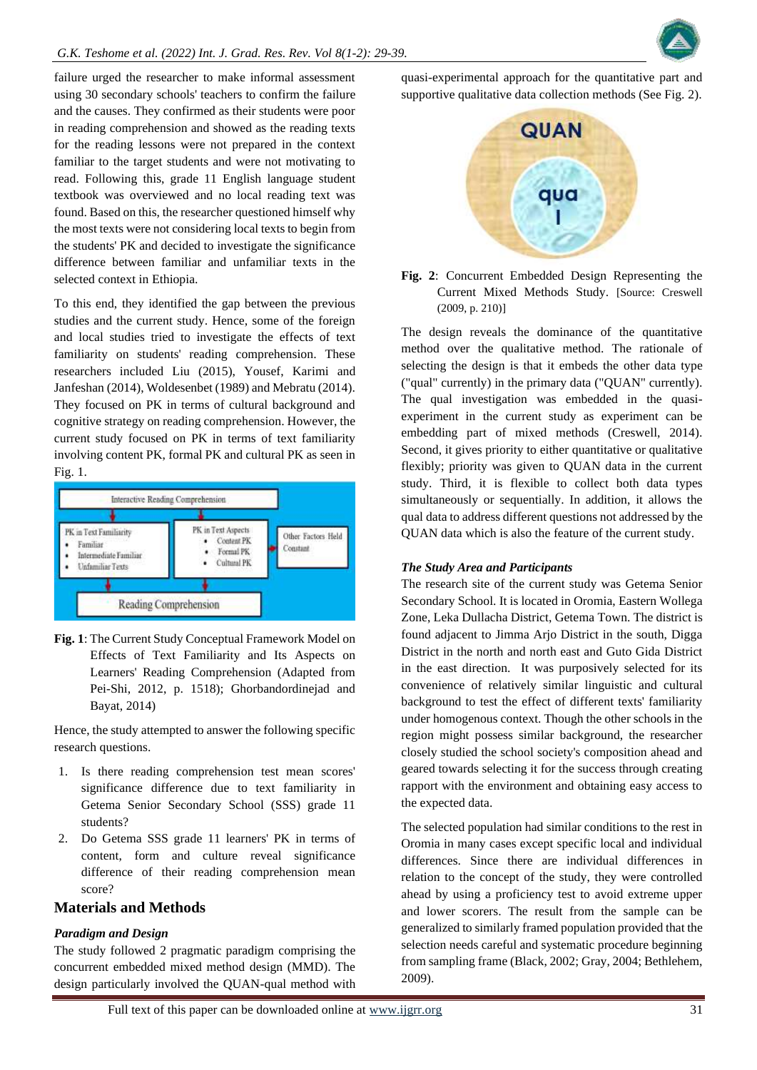failure urged the researcher to make informal assessment using 30 secondary schools' teachers to confirm the failure and the causes. They confirmed as their students were poor in reading comprehension and showed as the reading texts for the reading lessons were not prepared in the context familiar to the target students and were not motivating to read. Following this, grade 11 English language student textbook was overviewed and no local reading text was found. Based on this, the researcher questioned himself why the most texts were not considering local texts to begin from the students' PK and decided to investigate the significance difference between familiar and unfamiliar texts in the selected context in Ethiopia.

To this end, they identified the gap between the previous studies and the current study. Hence, some of the foreign and local studies tried to investigate the effects of text familiarity on students' reading comprehension. These researchers included Liu (2015), Yousef, Karimi and Janfeshan (2014), Woldesenbet (1989) and Mebratu (2014). They focused on PK in terms of cultural background and cognitive strategy on reading comprehension. However, the current study focused on PK in terms of text familiarity involving content PK, formal PK and cultural PK as seen in Fig. 1.

Interactive Reading Comprehension

PK in Text Familiarity
- Familiar
- Intermediate Familiar
- Unfamiliar Texts

PK in Text Aspects
- Content PK
- Formal PK
- Cultural PK

Other Factors Held Constant

Reading Comprehension

**Fig. 1**: The Current Study Conceptual Framework Model on Effects of Text Familiarity and Its Aspects on Learners' Reading Comprehension (Adapted from Pei-Shi, 2012, p. 1518); Ghorbandordinejad and Bayat, 2014)

Hence, the study attempted to answer the following specific research questions.

1. Is there reading comprehension test mean scores' significance difference due to text familiarity in Getema Senior Secondary School (SSS) grade 11 students?
2. Do Getema SSS grade 11 learners' PK in terms of content, form and culture reveal significance difference of their reading comprehension mean score?

## Materials and Methods

### *Paradigm and Design*

The study followed 2 pragmatic paradigm comprising the concurrent embedded mixed method design (MMD). The design particularly involved the QUAN-qual method with quasi-experimental approach for the quantitative part and supportive qualitative data collection methods (See Fig. 2).

QUAN

qual

**Fig. 2**: Concurrent Embedded Design Representing the Current Mixed Methods Study. [Source: Creswell (2009, p. 210)]

The design reveals the dominance of the quantitative method over the qualitative method. The rationale of selecting the design is that it embeds the other data type ("qual" currently) in the primary data ("QUAN" currently). The qual investigation was embedded in the quasi-experiment in the current study as experiment can be embedding part of mixed methods (Creswell, 2014). Second, it gives priority to either quantitative or qualitative flexibly; priority was given to QUAN data in the current study. Third, it is flexible to collect both data types simultaneously or sequentially. In addition, it allows the qual data to address different questions not addressed by the QUAN data which is also the feature of the current study.

### *The Study Area and Participants*

The research site of the current study was Getema Senior Secondary School. It is located in Oromia, Eastern Wollega Zone, Leka Dullacha District, Getema Town. The district is found adjacent to Jimma Arjo District in the south, Digga District in the north and north east and Guto Gida District in the east direction. It was purposively selected for its convenience of relatively similar linguistic and cultural background to test the effect of different texts' familiarity under homogenous context. Though the other schools in the region might possess similar background, the researcher closely studied the school society's composition ahead and geared towards selecting it for the success through creating rapport with the environment and obtaining easy access to the expected data.

The selected population had similar conditions to the rest in Oromia in many cases except specific local and individual differences. Since there are individual differences in relation to the concept of the study, they were controlled ahead by using a proficiency test to avoid extreme upper and lower scorers. The result from the sample can be generalized to similarly framed population provided that the selection needs careful and systematic procedure beginning from sampling frame (Black, 2002; Gray, 2004; Bethlehem, 2009).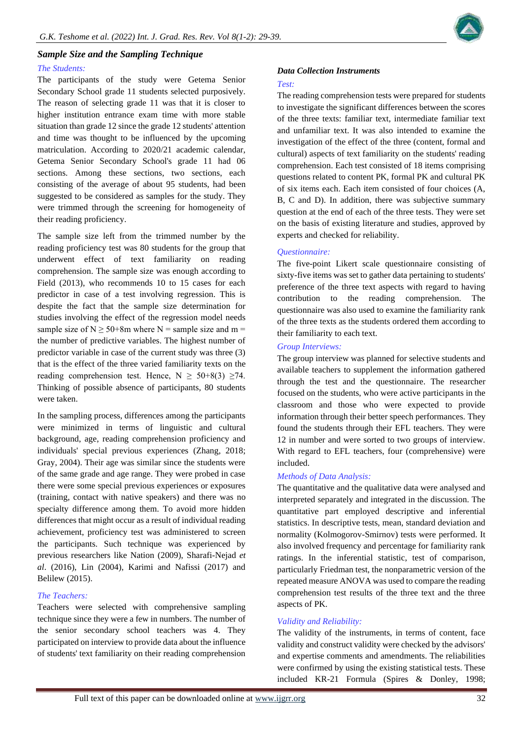### *Sample Size and the Sampling Technique*

*The Students:*

The participants of the study were Getema Senior Secondary School grade 11 students selected purposively. The reason of selecting grade 11 was that it is closer to higher institution entrance exam time with more stable situation than grade 12 since the grade 12 students' attention and time was thought to be influenced by the upcoming matriculation. According to 2020/21 academic calendar, Getema Senior Secondary School's grade 11 had 06 sections. Among these sections, two sections, each consisting of the average of about 95 students, had been suggested to be considered as samples for the study. They were trimmed through the screening for homogeneity of their reading proficiency.

The sample size left from the trimmed number by the reading proficiency test was 80 students for the group that underwent effect of text familiarity on reading comprehension. The sample size was enough according to Field (2013), who recommends 10 to 15 cases for each predictor in case of a test involving regression. This is despite the fact that the sample size determination for studies involving the effect of the regression model needs sample size of $N \geq 50+8m$ where N = sample size and m = the number of predictive variables. The highest number of predictor variable in case of the current study was three (3) that is the effect of the three varied familiarity texts on the reading comprehension test. Hence, $N \geq 50+8(3) \geq 74$. Thinking of possible absence of participants, 80 students were taken.

In the sampling process, differences among the participants were minimized in terms of linguistic and cultural background, age, reading comprehension proficiency and individuals' special previous experiences (Zhang, 2018; Gray, 2004). Their age was similar since the students were of the same grade and age range. They were probed in case there were some special previous experiences or exposures (training, contact with native speakers) and there was no specialty difference among them. To avoid more hidden differences that might occur as a result of individual reading achievement, proficiency test was administered to screen the participants. Such technique was experienced by previous researchers like Nation (2009), Sharafi-Nejad *et al*. (2016), Lin (2004), Karimi and Nafissi (2017) and Belilew (2015).

*The Teachers:*

Teachers were selected with comprehensive sampling technique since they were a few in numbers. The number of the senior secondary school teachers was 4. They participated on interview to provide data about the influence of students' text familiarity on their reading comprehension

### *Data Collection Instruments*

*Test:*

The reading comprehension tests were prepared for students to investigate the significant differences between the scores of the three texts: familiar text, intermediate familiar text and unfamiliar text. It was also intended to examine the investigation of the effect of the three (content, formal and cultural) aspects of text familiarity on the students' reading comprehension. Each test consisted of 18 items comprising questions related to content PK, formal PK and cultural PK of six items each. Each item consisted of four choices (A, B, C and D). In addition, there was subjective summary question at the end of each of the three tests. They were set on the basis of existing literature and studies, approved by experts and checked for reliability.

*Questionnaire:*

The five-point Likert scale questionnaire consisting of sixty-five items was set to gather data pertaining to students' preference of the three text aspects with regard to having contribution to the reading comprehension. The questionnaire was also used to examine the familiarity rank of the three texts as the students ordered them according to their familiarity to each text.

*Group Interviews:*

The group interview was planned for selective students and available teachers to supplement the information gathered through the test and the questionnaire. The researcher focused on the students, who were active participants in the classroom and those who were expected to provide information through their better speech performances. They found the students through their EFL teachers. They were 12 in number and were sorted to two groups of interview. With regard to EFL teachers, four (comprehensive) were included.

*Methods of Data Analysis:*

The quantitative and the qualitative data were analysed and interpreted separately and integrated in the discussion. The quantitative part employed descriptive and inferential statistics. In descriptive tests, mean, standard deviation and normality (Kolmogorov-Smirnov) tests were performed. It also involved frequency and percentage for familiarity rank ratings. In the inferential statistic, test of comparison, particularly Friedman test, the nonparametric version of the repeated measure ANOVA was used to compare the reading comprehension test results of the three text and the three aspects of PK.

*Validity and Reliability:*

The validity of the instruments, in terms of content, face validity and construct validity were checked by the advisors' and expertise comments and amendments. The reliabilities were confirmed by using the existing statistical tests. These included KR-21 Formula (Spires & Donley, 1998;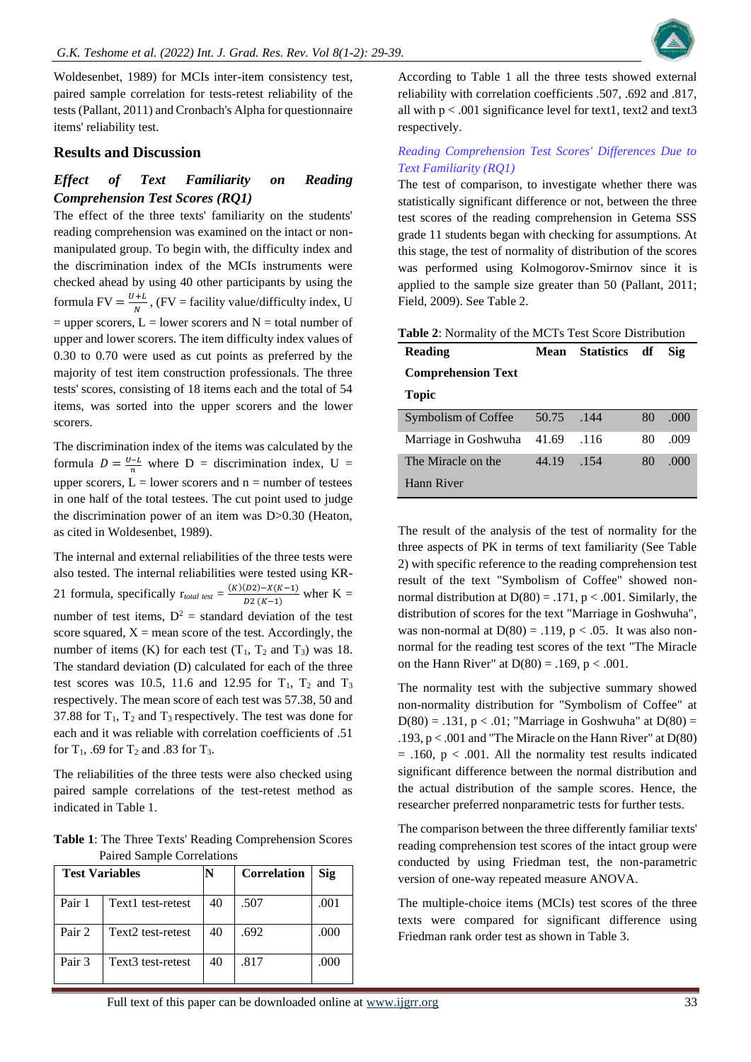Woldesenbet, 1989) for MCIs inter-item consistency test, paired sample correlation for tests-retest reliability of the tests (Pallant, 2011) and Cronbach's Alpha for questionnaire items' reliability test.

## Results and Discussion

### *Effect of Text Familiarity on Reading Comprehension Test Scores (RQ1)*

The effect of the three texts' familiarity on the students' reading comprehension was examined on the intact or non-manipulated group. To begin with, the difficulty index and the discrimination index of the MCIs instruments were checked ahead by using 40 other participants by using the formula FV = $\frac{U+L}{N}$, (FV = facility value/difficulty index, U = upper scorers, L = lower scorers and N = total number of upper and lower scorers. The item difficulty index values of 0.30 to 0.70 were used as cut points as preferred by the majority of test item construction professionals. The three tests' scores, consisting of 18 items each and the total of 54 items, was sorted into the upper scorers and the lower scorers.

The discrimination index of the items was calculated by the formula $D = \frac{U-L}{n}$ where D = discrimination index, U = upper scorers, L = lower scorers and n = number of testees in one half of the total testees. The cut point used to judge the discrimination power of an item was D>0.30 (Heaton, as cited in Woldesenbet, 1989).

The internal and external reliabilities of the three tests were also tested. The internal reliabilities were tested using KR-21 formula, specifically $r_{total\ test} = \frac{(K)(D2)-X(K-1)}{D2\ (K-1)}$ wher K = number of test items, $D^2$ = standard deviation of the test score squared, X = mean score of the test. Accordingly, the number of items (K) for each test ($T_1$, $T_2$ and $T_3$) was 18. The standard deviation (D) calculated for each of the three test scores was 10.5, 11.6 and 12.95 for $T_1$, $T_2$ and $T_3$ respectively. The mean score of each test was 57.38, 50 and 37.88 for $T_1$, $T_2$ and $T_3$ respectively. The test was done for each and it was reliable with correlation coefficients of .51 for $T_1$, .69 for $T_2$ and .83 for $T_3$.

The reliabilities of the three tests were also checked using paired sample correlations of the test-retest method as indicated in Table 1.

**Table 1**: The Three Texts' Reading Comprehension Scores Paired Sample Correlations

| Test Variables | | N | Correlation | Sig |
|---|---|---|---|---|
| Pair 1 | Text1 test-retest | 40 | .507 | .001 |
| Pair 2 | Text2 test-retest | 40 | .692 | .000 |
| Pair 3 | Text3 test-retest | 40 | .817 | .000 |

According to Table 1 all the three tests showed external reliability with correlation coefficients .507, .692 and .817, all with p < .001 significance level for text1, text2 and text3 respectively.

*Reading Comprehension Test Scores' Differences Due to Text Familiarity (RQ1)*

The test of comparison, to investigate whether there was statistically significant difference or not, between the three test scores of the reading comprehension in Getema SSS grade 11 students began with checking for assumptions. At this stage, the test of normality of distribution of the scores was performed using Kolmogorov-Smirnov since it is applied to the sample size greater than 50 (Pallant, 2011; Field, 2009). See Table 2.

**Table 2**: Normality of the MCTs Test Score Distribution

| Reading Comprehension Text Topic | Mean | Statistics | df | Sig |
|---|---|---|---|---|
| Symbolism of Coffee | 50.75 | .144 | 80 | .000 |
| Marriage in Goshwuha | 41.69 | .116 | 80 | .009 |
| The Miracle on the Hann River | 44.19 | .154 | 80 | .000 |

The result of the analysis of the test of normality for the three aspects of PK in terms of text familiarity (See Table 2) with specific reference to the reading comprehension test result of the text "Symbolism of Coffee" showed non-normal distribution at D(80) = .171, p < .001. Similarly, the distribution of scores for the text "Marriage in Goshwuha", was non-normal at D(80) = .119, p < .05. It was also non-normal for the reading test scores of the text "The Miracle on the Hann River" at D(80) = .169, p < .001.

The normality test with the subjective summary showed non-normality distribution for "Symbolism of Coffee" at D(80) = .131, p < .01; "Marriage in Goshwuha" at D(80) = .193, p < .001 and "The Miracle on the Hann River" at D(80) = .160, p < .001. All the normality test results indicated significant difference between the normal distribution and the actual distribution of the sample scores. Hence, the researcher preferred nonparametric tests for further tests.

The comparison between the three differently familiar texts' reading comprehension test scores of the intact group were conducted by using Friedman test, the non-parametric version of one-way repeated measure ANOVA.

The multiple-choice items (MCIs) test scores of the three texts were compared for significant difference using Friedman rank order test as shown in Table 3.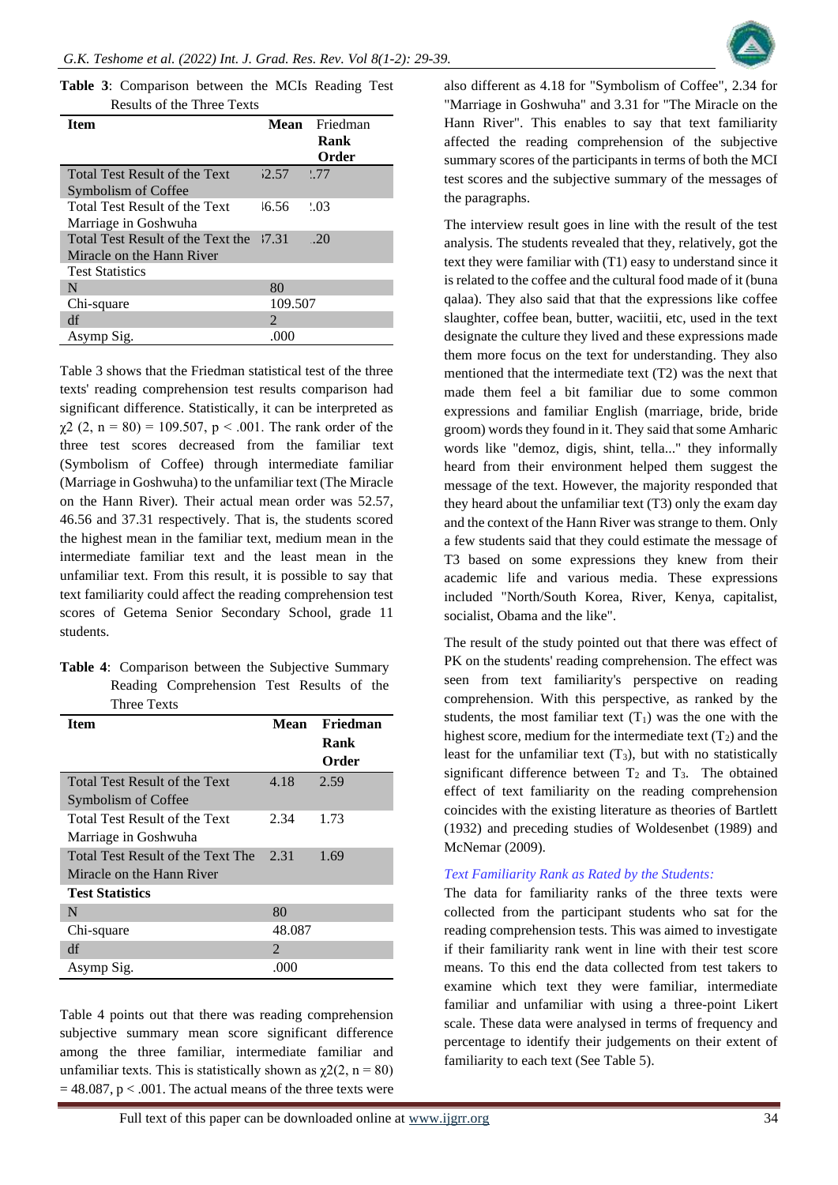**Table 3**: Comparison between the MCIs Reading Test Results of the Three Texts

| Item | Mean | Friedman Rank Order |
|---|---|---|
| Total Test Result of the Text Symbolism of Coffee | ;2.57 | !.77 |
| Total Test Result of the Text Marriage in Goshwuha | ļ6.56 | !.03 |
| Total Test Result of the Text the Miracle on the Hann River | ;7.31 | .20 |
| Test Statistics | | |
| N | 80 | |
| Chi-square | 109.507 | |
| df | 2 | |
| Asymp Sig. | .000 | |

Table 3 shows that the Friedman statistical test of the three texts' reading comprehension test results comparison had significant difference. Statistically, it can be interpreted as $\chi 2$ (2, n = 80) = 109.507, p < .001. The rank order of the three test scores decreased from the familiar text (Symbolism of Coffee) through intermediate familiar (Marriage in Goshwuha) to the unfamiliar text (The Miracle on the Hann River). Their actual mean order was 52.57, 46.56 and 37.31 respectively. That is, the students scored the highest mean in the familiar text, medium mean in the intermediate familiar text and the least mean in the unfamiliar text. From this result, it is possible to say that text familiarity could affect the reading comprehension test scores of Getema Senior Secondary School, grade 11 students.

**Table 4**: Comparison between the Subjective Summary Reading Comprehension Test Results of the Three Texts

| Item | Mean | Friedman Rank Order |
|---|---|---|
| Total Test Result of the Text Symbolism of Coffee | 4.18 | 2.59 |
| Total Test Result of the Text Marriage in Goshwuha | 2.34 | 1.73 |
| Total Test Result of the Text The Miracle on the Hann River | 2.31 | 1.69 |
| **Test Statistics** | | |
| N | 80 | |
| Chi-square | 48.087 | |
| df | 2 | |
| Asymp Sig. | .000 | |

Table 4 points out that there was reading comprehension subjective summary mean score significant difference among the three familiar, intermediate familiar and unfamiliar texts. This is statistically shown as $\chi 2(2, n = 80) = 48.087$, p < .001. The actual means of the three texts were also different as 4.18 for "Symbolism of Coffee", 2.34 for "Marriage in Goshwuha" and 3.31 for "The Miracle on the Hann River". This enables to say that text familiarity affected the reading comprehension of the subjective summary scores of the participants in terms of both the MCI test scores and the subjective summary of the messages of the paragraphs.

The interview result goes in line with the result of the test analysis. The students revealed that they, relatively, got the text they were familiar with (T1) easy to understand since it is related to the coffee and the cultural food made of it (buna qalaa). They also said that that the expressions like coffee slaughter, coffee bean, butter, waciitii, etc, used in the text designate the culture they lived and these expressions made them more focus on the text for understanding. They also mentioned that the intermediate text (T2) was the next that made them feel a bit familiar due to some common expressions and familiar English (marriage, bride, bride groom) words they found in it. They said that some Amharic words like "demoz, digis, shint, tella..." they informally heard from their environment helped them suggest the message of the text. However, the majority responded that they heard about the unfamiliar text (T3) only the exam day and the context of the Hann River was strange to them. Only a few students said that they could estimate the message of T3 based on some expressions they knew from their academic life and various media. These expressions included "North/South Korea, River, Kenya, capitalist, socialist, Obama and the like".

The result of the study pointed out that there was effect of PK on the students' reading comprehension. The effect was seen from text familiarity's perspective on reading comprehension. With this perspective, as ranked by the students, the most familiar text ($T_1$) was the one with the highest score, medium for the intermediate text ($T_2$) and the least for the unfamiliar text ($T_3$), but with no statistically significant difference between $T_2$ and $T_3$. The obtained effect of text familiarity on the reading comprehension coincides with the existing literature as theories of Bartlett (1932) and preceding studies of Woldesenbet (1989) and McNemar (2009).

*Text Familiarity Rank as Rated by the Students:*

The data for familiarity ranks of the three texts were collected from the participant students who sat for the reading comprehension tests. This was aimed to investigate if their familiarity rank went in line with their test score means. To this end the data collected from test takers to examine which text they were familiar, intermediate familiar and unfamiliar with using a three-point Likert scale. These data were analysed in terms of frequency and percentage to identify their judgements on their extent of familiarity to each text (See Table 5).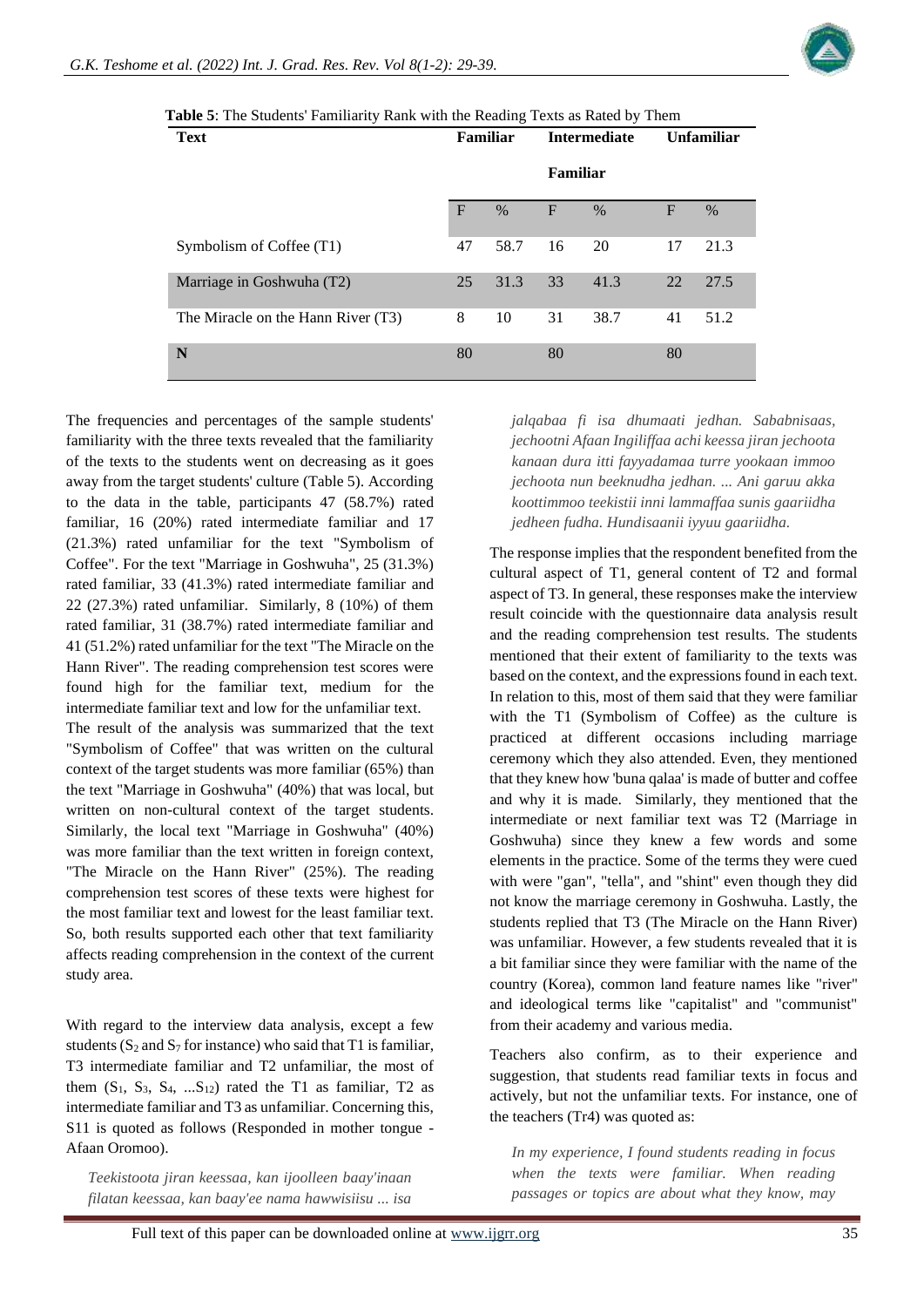**Table 5**: The Students' Familiarity Rank with the Reading Texts as Rated by Them

| Text | Familiar | | Intermediate Familiar | | Unfamiliar | |
|---|---|---|---|---|---|---|
| | F | % | F | % | F | % |
| Symbolism of Coffee (T1) | 47 | 58.7 | 16 | 20 | 17 | 21.3 |
| Marriage in Goshwuha (T2) | 25 | 31.3 | 33 | 41.3 | 22 | 27.5 |
| The Miracle on the Hann River (T3) | 8 | 10 | 31 | 38.7 | 41 | 51.2 |
| **N** | 80 | | 80 | | 80 | |

The frequencies and percentages of the sample students' familiarity with the three texts revealed that the familiarity of the texts to the students went on decreasing as it goes away from the target students' culture (Table 5). According to the data in the table, participants 47 (58.7%) rated familiar, 16 (20%) rated intermediate familiar and 17 (21.3%) rated unfamiliar for the text "Symbolism of Coffee". For the text "Marriage in Goshwuha", 25 (31.3%) rated familiar, 33 (41.3%) rated intermediate familiar and 22 (27.3%) rated unfamiliar. Similarly, 8 (10%) of them rated familiar, 31 (38.7%) rated intermediate familiar and 41 (51.2%) rated unfamiliar for the text "The Miracle on the Hann River". The reading comprehension test scores were found high for the familiar text, medium for the intermediate familiar text and low for the unfamiliar text.

The result of the analysis was summarized that the text "Symbolism of Coffee" that was written on the cultural context of the target students was more familiar (65%) than the text "Marriage in Goshwuha" (40%) that was local, but written on non-cultural context of the target students. Similarly, the local text "Marriage in Goshwuha" (40%) was more familiar than the text written in foreign context, "The Miracle on the Hann River" (25%). The reading comprehension test scores of these texts were highest for the most familiar text and lowest for the least familiar text. So, both results supported each other that text familiarity affects reading comprehension in the context of the current study area.

With regard to the interview data analysis, except a few students ($S_2$ and $S_7$ for instance) who said that T1 is familiar, T3 intermediate familiar and T2 unfamiliar, the most of them ($S_1$, $S_3$, $S_4$, ...$S_{12}$) rated the T1 as familiar, T2 as intermediate familiar and T3 as unfamiliar. Concerning this, S11 is quoted as follows (Responded in mother tongue - Afaan Oromoo).

> *Teekistoota jiran keessaa, kan ijoolleen baay'inaan filatan keessaa, kan baay'ee nama hawwisiisu ... isa jalqabaa fi isa dhumaati jedhan. Sababnisaas, jechootni Afaan Ingiliffaa achi keessa jiran jechoota kanaan dura itti fayyadamaa turre yookaan immoo jechoota nun beeknudha jedhan. ... Ani garuu akka koottimmoo teekistii inni lammaffaa sunis gaariidha jedheen fudha. Hundisaanii iyyuu gaariidha.*

The response implies that the respondent benefited from the cultural aspect of T1, general content of T2 and formal aspect of T3. In general, these responses make the interview result coincide with the questionnaire data analysis result and the reading comprehension test results. The students mentioned that their extent of familiarity to the texts was based on the context, and the expressions found in each text. In relation to this, most of them said that they were familiar with the T1 (Symbolism of Coffee) as the culture is practiced at different occasions including marriage ceremony which they also attended. Even, they mentioned that they knew how 'buna qalaa' is made of butter and coffee and why it is made. Similarly, they mentioned that the intermediate or next familiar text was T2 (Marriage in Goshwuha) since they knew a few words and some elements in the practice. Some of the terms they were cued with were "gan", "tella", and "shint" even though they did not know the marriage ceremony in Goshwuha. Lastly, the students replied that T3 (The Miracle on the Hann River) was unfamiliar. However, a few students revealed that it is a bit familiar since they were familiar with the name of the country (Korea), common land feature names like "river" and ideological terms like "capitalist" and "communist" from their academy and various media.

Teachers also confirm, as to their experience and suggestion, that students read familiar texts in focus and actively, but not the unfamiliar texts. For instance, one of the teachers (Tr4) was quoted as:

> *In my experience, I found students reading in focus when the texts were familiar. When reading passages or topics are about what they know, may*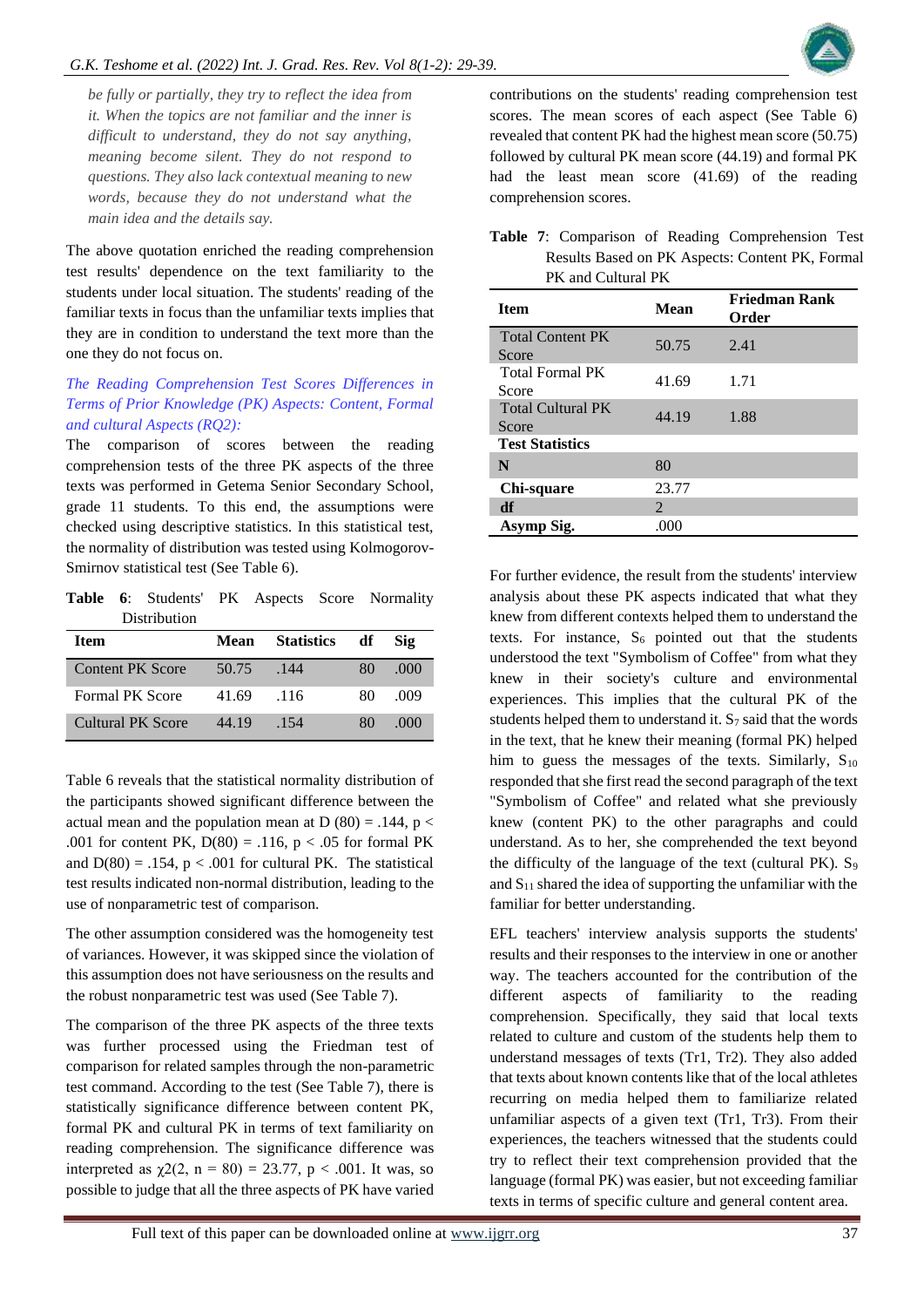*be fully or partially, they try to reflect the idea from it. When the topics are not familiar and the inner is difficult to understand, they do not say anything, meaning become silent. They do not respond to questions. They also lack contextual meaning to new words, because they do not understand what the main idea and the details say.*

The above quotation enriched the reading comprehension test results' dependence on the text familiarity to the students under local situation. The students' reading of the familiar texts in focus than the unfamiliar texts implies that they are in condition to understand the text more than the one they do not focus on.

*The Reading Comprehension Test Scores Differences in Terms of Prior Knowledge (PK) Aspects: Content, Formal and cultural Aspects (RQ2):*

The comparison of scores between the reading comprehension tests of the three PK aspects of the three texts was performed in Getema Senior Secondary School, grade 11 students. To this end, the assumptions were checked using descriptive statistics. In this statistical test, the normality of distribution was tested using Kolmogorov-Smirnov statistical test (See Table 6).

**Table 6**: Students' PK Aspects Score Normality Distribution

| Item | Mean | Statistics | df | Sig |
|---|---|---|---|---|
| Content PK Score | 50.75 | .144 | 80 | .000 |
| Formal PK Score | 41.69 | .116 | 80 | .009 |
| Cultural PK Score | 44.19 | .154 | 80 | .000 |

Table 6 reveals that the statistical normality distribution of the participants showed significant difference between the actual mean and the population mean at D (80) = .144, $p < .001$ for content PK, D(80) = .116, $p < .05$ for formal PK and D(80) = .154, $p < .001$ for cultural PK. The statistical test results indicated non-normal distribution, leading to the use of nonparametric test of comparison.

The other assumption considered was the homogeneity test of variances. However, it was skipped since the violation of this assumption does not have seriousness on the results and the robust nonparametric test was used (See Table 7).

The comparison of the three PK aspects of the three texts was further processed using the Friedman test of comparison for related samples through the non-parametric test command. According to the test (See Table 7), there is statistically significance difference between content PK, formal PK and cultural PK in terms of text familiarity on reading comprehension. The significance difference was interpreted as $\chi2(2, n = 80) = 23.77$, $p < .001$. It was, so possible to judge that all the three aspects of PK have varied contributions on the students' reading comprehension test scores. The mean scores of each aspect (See Table 6) revealed that content PK had the highest mean score (50.75) followed by cultural PK mean score (44.19) and formal PK had the least mean score (41.69) of the reading comprehension scores.

**Table 7**: Comparison of Reading Comprehension Test Results Based on PK Aspects: Content PK, Formal PK and Cultural PK

| Item | Mean | Friedman Rank Order |
|---|---|---|
| Total Content PK Score | 50.75 | 2.41 |
| Total Formal PK Score | 41.69 | 1.71 |
| Total Cultural PK Score | 44.19 | 1.88 |
| **Test Statistics** | | |
| **N** | 80 | |
| **Chi-square** | 23.77 | |
| **df** | 2 | |
| **Asymp Sig.** | .000 | |

For further evidence, the result from the students' interview analysis about these PK aspects indicated that what they knew from different contexts helped them to understand the texts. For instance, $S_6$ pointed out that the students understood the text "Symbolism of Coffee" from what they knew in their society's culture and environmental experiences. This implies that the cultural PK of the students helped them to understand it. $S_7$ said that the words in the text, that he knew their meaning (formal PK) helped him to guess the messages of the texts. Similarly, $S_{10}$ responded that she first read the second paragraph of the text "Symbolism of Coffee" and related what she previously knew (content PK) to the other paragraphs and could understand. As to her, she comprehended the text beyond the difficulty of the language of the text (cultural PK). $S_9$ and $S_{11}$ shared the idea of supporting the unfamiliar with the familiar for better understanding.

EFL teachers' interview analysis supports the students' results and their responses to the interview in one or another way. The teachers accounted for the contribution of the different aspects of familiarity to the reading comprehension. Specifically, they said that local texts related to culture and custom of the students help them to understand messages of texts (Tr1, Tr2). They also added that texts about known contents like that of the local athletes recurring on media helped them to familiarize related unfamiliar aspects of a given text (Tr1, Tr3). From their experiences, the teachers witnessed that the students could try to reflect their text comprehension provided that the language (formal PK) was easier, but not exceeding familiar texts in terms of specific culture and general content area.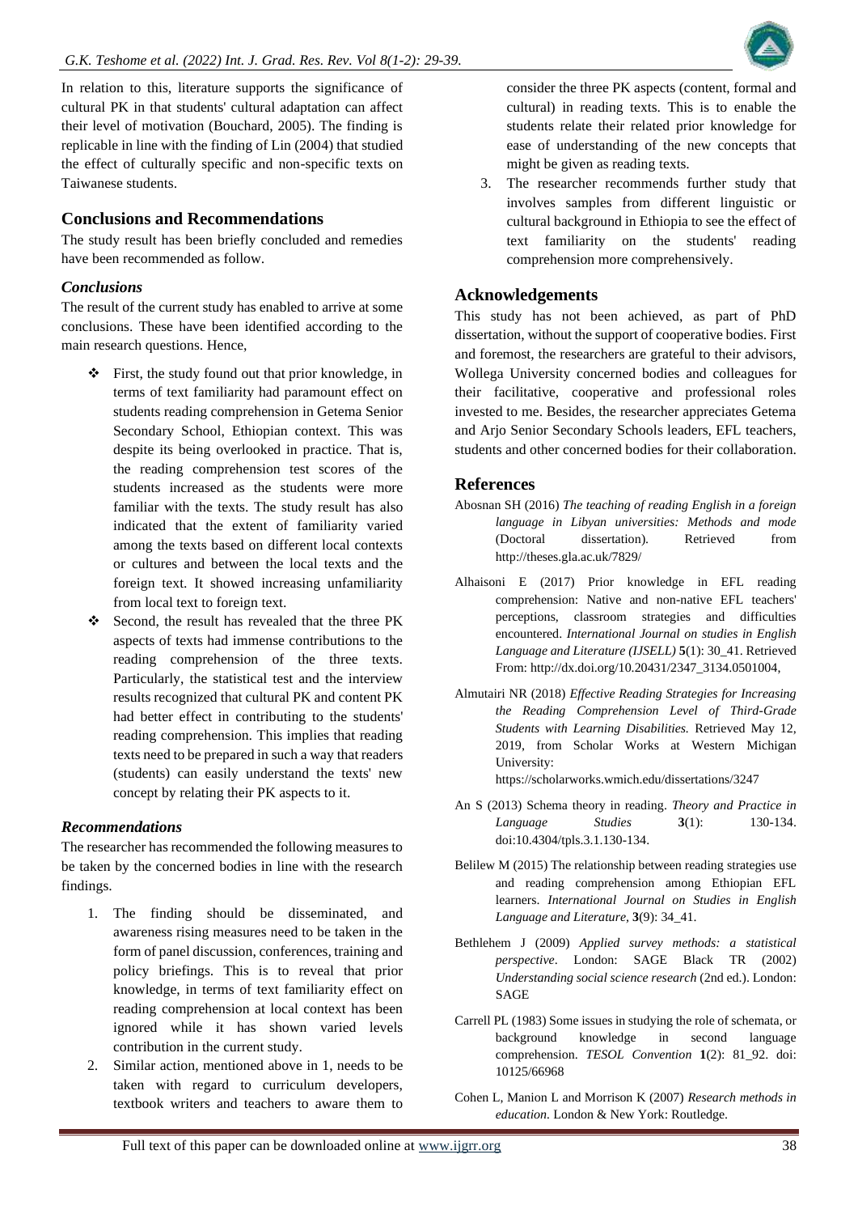In relation to this, literature supports the significance of cultural PK in that students' cultural adaptation can affect their level of motivation (Bouchard, 2005). The finding is replicable in line with the finding of Lin (2004) that studied the effect of culturally specific and non-specific texts on Taiwanese students.

## Conclusions and Recommendations

The study result has been briefly concluded and remedies have been recommended as follow.

### *Conclusions*

The result of the current study has enabled to arrive at some conclusions. These have been identified according to the main research questions. Hence,

- First, the study found out that prior knowledge, in terms of text familiarity had paramount effect on students reading comprehension in Getema Senior Secondary School, Ethiopian context. This was despite its being overlooked in practice. That is, the reading comprehension test scores of the students increased as the students were more familiar with the texts. The study result has also indicated that the extent of familiarity varied among the texts based on different local contexts or cultures and between the local texts and the foreign text. It showed increasing unfamiliarity from local text to foreign text.
- Second, the result has revealed that the three PK aspects of texts had immense contributions to the reading comprehension of the three texts. Particularly, the statistical test and the interview results recognized that cultural PK and content PK had better effect in contributing to the students' reading comprehension. This implies that reading texts need to be prepared in such a way that readers (students) can easily understand the texts' new concept by relating their PK aspects to it.

### *Recommendations*

The researcher has recommended the following measures to be taken by the concerned bodies in line with the research findings.

1. The finding should be disseminated, and awareness rising measures need to be taken in the form of panel discussion, conferences, training and policy briefings. This is to reveal that prior knowledge, in terms of text familiarity effect on reading comprehension at local context has been ignored while it has shown varied levels contribution in the current study.
2. Similar action, mentioned above in 1, needs to be taken with regard to curriculum developers, textbook writers and teachers to aware them to consider the three PK aspects (content, formal and cultural) in reading texts. This is to enable the students relate their related prior knowledge for ease of understanding of the new concepts that might be given as reading texts.
3. The researcher recommends further study that involves samples from different linguistic or cultural background in Ethiopia to see the effect of text familiarity on the students' reading comprehension more comprehensively.

## Acknowledgements

This study has not been achieved, as part of PhD dissertation, without the support of cooperative bodies. First and foremost, the researchers are grateful to their advisors, Wollega University concerned bodies and colleagues for their facilitative, cooperative and professional roles invested to me. Besides, the researcher appreciates Getema and Arjo Senior Secondary Schools leaders, EFL teachers, students and other concerned bodies for their collaboration.

## References

Abosnan SH (2016) *The teaching of reading English in a foreign language in Libyan universities: Methods and mode* (Doctoral dissertation). Retrieved from http://theses.gla.ac.uk/7829/

Alhaisoni E (2017) Prior knowledge in EFL reading comprehension: Native and non-native EFL teachers' perceptions, classroom strategies and difficulties encountered. *International Journal on studies in English Language and Literature (IJSELL)* **5**(1): 30_41. Retrieved From: http://dx.doi.org/10.20431/2347_3134.0501004,

Almutairi NR (2018) *Effective Reading Strategies for Increasing the Reading Comprehension Level of Third-Grade Students with Learning Disabilities.* Retrieved May 12, 2019, from Scholar Works at Western Michigan University: https://scholarworks.wmich.edu/dissertations/3247

An S (2013) Schema theory in reading. *Theory and Practice in Language Studies* **3**(1): 130-134. doi:10.4304/tpls.3.1.130-134.

Belilew M (2015) The relationship between reading strategies use and reading comprehension among Ethiopian EFL learners. *International Journal on Studies in English Language and Literature,* **3**(9): 34_41.

Bethlehem J (2009) *Applied survey methods: a statistical perspective*. London: SAGE Black TR (2002) *Understanding social science research* (2nd ed.). London: SAGE

Carrell PL (1983) Some issues in studying the role of schemata, or background knowledge in second language comprehension. *TESOL Convention* **1**(2): 81_92. doi: 10125/66968

Cohen L, Manion L and Morrison K (2007) *Research methods in education.* London & New York: Routledge.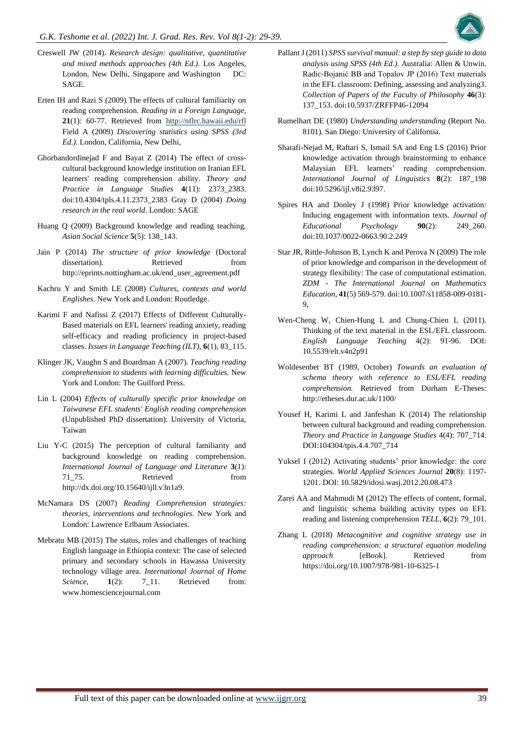Creswell JW (2014). *Research design: qualitative, quantitative and mixed methods approaches (4th Ed.).* Los Angeles, London, New Delhi, Singapore and Washington DC: SAGE.

Erten IH and Razi S (2009) The effects of cultural familiarity on reading comprehension. *Reading in a Foreign Language,* **21**(1): 60-77. Retrieved from http://nflrc.hawaii.edu/rfl Field A (2009) *Discovering statistics using SPSS (3rd Ed.).* London, California, New Delhi,

Ghorbandordinejad F and Bayat Z (2014) The effect of cross-cultural background knowledge institution on Iranian EFL learners' reading comprehension ability. *Theory and Practice in Language Studies* **4**(11): 2373_2383. doi:10.4304/tpls.4.11.2373_2383 Gray D (2004) *Doing research in the real world*. London: SAGE

Huang Q (2009) Background knowledge and reading teaching. *Asian Social Science* **5**(5): 138_143.

Jain P (2014) *The structure of prior knowledge* (Doctoral dissertation). Retrieved from http://eprints.nottingham.ac.uk/end_user_agreement.pdf

Kachru Y and Smith LE (2008) *Cultures, contexts and world Englishes.* New York and London: Routledge.

Karimi F and Nafissi Z (2017) Effects of Different Culturally-Based materials on EFL learners' reading anxiety, reading self-efficacy and reading proficiency in project-based classes. *Issues in Language Teaching (ILT)*, **6**(1), 83_115.

Klinger JK, Vaughn S and Boardman A (2007). *Teaching reading comprehension to students with learning difficulties.* New York and London: The Guilford Press.

Lin L (2004) *Effects of culturally specific prior knowledge on Taiwanese EFL students' English reading comprehension* (Unpublished PhD dissertation). University of Victoria, Taiwan

Liu Y-C (2015) The perception of cultural familiarity and background knowledge on reading comprehension. *International Journal of Language and Literature* **3**(1): 71_75. Retrieved from http://dx.doi.org/10.15640/ijll.v3n1a9.

McNamara DS (2007) *Reading Comprehension strategies: theories, interventions and technologies.* New York and London: Lawrence Erlbaum Associates.

Mebratu MB (2015) The status, roles and challenges of teaching English language in Ethiopia context: The case of selected primary and secondary schools in Hawassa University technology village area. *International Journal of Home Science,* **1**(2): 7_11. Retrieved from: www.homesciencejournal.com

Pallant J (2011) *SPSS survival manual: a step by step guide to data analysis using SPSS (4th Ed.).* Australia: Allen & Unwin. Radic-Bojanić BB and Topalov JP (2016) Text materials in the EFL classroom: Defining, assessing and analyzing3. *Collection of Papers of the Faculty of Philosophy* **46**(3): 137_153. doi:10.5937/ZRFFP46-12094

Rumelhart DE (1980) *Understanding understanding* (Report No. 8101). San Diego: University of California.

Sharafi-Nejad M, Raftari S, Ismail SA and Eng LS (2016) Prior knowledge activation through brainstorming to enhance Malaysian EFL learners' reading comprehension. *International Journal of Linguistics* **8**(2): 187_198 doi:10.5296/ijl.v8i2.9397.

Spires HA and Donley J (1998) Prior knowledge activation: Inducing engagement with information texts. *Journal of Educational Psychology* **90**(2): 249_260. doi:10.1037/0022-0663.90.2.249

Star JR, Rittle-Johnson B, Lynch K and Perova N (2009) The role of prior knowledge and comparison in the development of strategy flexibility: The case of computational estimation. *ZDM - The International Journal on Mathematics Education*, **41**(5) 569-579. doi:10.1007/s11858-009-0181-9,

Wen-Cheng W, Chien-Hung L and Chung-Chien L (2011). Thinking of the text material in the ESL/EFL classroom. *English Language Teaching* 4(2): 91-96. DOI: 10.5539/elt.v4n2p91

Woldesenbet BT (1989, October) *Towards an evaluation of schema theory with reference to ESL/EFL reading comprehension.* Retrieved from Durham E-Theses: http://etheses.dur.ac.uk/1100/

Yousef H, Karimi L and Janfeshan K (2014) The relationship between cultural background and reading comprehension. *Theory and Practice in Language Studies* 4(4): 707_714. DOI:104304/tpis.4.4.707_714

Yuksel I (2012) Activating students' prior knowledge: the core strategies. *World Applied Sciences Journal* **20**(8): 1197-1201. DOI: 10.5829/idosi.wasj.2012.20.08.473

Zarei AA and Mahmudi M (2012) The effects of content, formal, and linguistic schema building activity types on EFL reading and listening comprehension *TELL*, **6**(2): 79_101.

Zhang L (2018) *Metacognitive and cognitive strategy use in reading comprehension: a structural equation modeling approach* [eBook]. Retrieved from https://doi.org/10.1007/978-981-10-6325-1